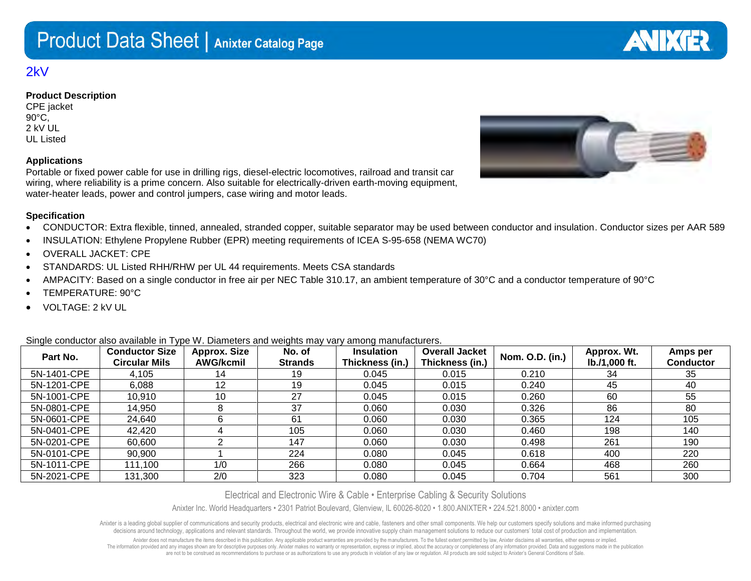# Product Data Sheet | Anixter Catalog Page

## 2kV

**Product Description**

CPE jacket
90°C,
2 kV UL
UL Listed

**Applications**

Portable or fixed power cable for use in drilling rigs, diesel-electric locomotives, railroad and transit car wiring, where reliability is a prime concern. Also suitable for electrically-driven earth-moving equipment, water-heater leads, power and control jumpers, case wiring and motor leads.

**Specification**

- CONDUCTOR: Extra flexible, tinned, annealed, stranded copper, suitable separator may be used between conductor and insulation. Conductor sizes per AAR 589
- INSULATION: Ethylene Propylene Rubber (EPR) meeting requirements of ICEA S-95-658 (NEMA WC70)
- OVERALL JACKET: CPE
- STANDARDS: UL Listed RHH/RHW per UL 44 requirements. Meets CSA standards
- AMPACITY: Based on a single conductor in free air per NEC Table 310.17, an ambient temperature of 30°C and a conductor temperature of 90°C
- TEMPERATURE: 90°C
- VOLTAGE: 2 kV UL

Single conductor also available in Type W. Diameters and weights may vary among manufacturers.

| Part No. | Conductor Size Circular Mils | Approx. Size AWG/kcmil | No. of Strands | Insulation Thickness (in.) | Overall Jacket Thickness (in.) | Nom. O.D. (in.) | Approx. Wt. lb./1,000 ft. | Amps per Conductor |
|---|---|---|---|---|---|---|---|---|
| 5N-1401-CPE | 4,105 | 14 | 19 | 0.045 | 0.015 | 0.210 | 34 | 35 |
| 5N-1201-CPE | 6,088 | 12 | 19 | 0.045 | 0.015 | 0.240 | 45 | 40 |
| 5N-1001-CPE | 10,910 | 10 | 27 | 0.045 | 0.015 | 0.260 | 60 | 55 |
| 5N-0801-CPE | 14,950 | 8 | 37 | 0.060 | 0.030 | 0.326 | 86 | 80 |
| 5N-0601-CPE | 24,640 | 6 | 61 | 0.060 | 0.030 | 0.365 | 124 | 105 |
| 5N-0401-CPE | 42,420 | 4 | 105 | 0.060 | 0.030 | 0.460 | 198 | 140 |
| 5N-0201-CPE | 60,600 | 2 | 147 | 0.060 | 0.030 | 0.498 | 261 | 190 |
| 5N-0101-CPE | 90,900 | 1 | 224 | 0.080 | 0.045 | 0.618 | 400 | 220 |
| 5N-1011-CPE | 111,100 | 1/0 | 266 | 0.080 | 0.045 | 0.664 | 468 | 260 |
| 5N-2021-CPE | 131,300 | 2/0 | 323 | 0.080 | 0.045 | 0.704 | 561 | 300 |

Electrical and Electronic Wire & Cable • Enterprise Cabling & Security Solutions

Anixter Inc. World Headquarters • 2301 Patriot Boulevard, Glenview, IL 60026-8020 • 1.800.ANIXTER • 224.521.8000 • anixter.com

Anixter is a leading global supplier of communications and security products, electrical and electronic wire and cable, fasteners and other small components. We help our customers specify solutions and make informed purchasing decisions around technology, applications and relevant standards. Throughout the world, we provide innovative supply chain management solutions to reduce our customers' total cost of production and implementation.

Anixter does not manufacture the items described in this publication. Any applicable product warranties are provided by the manufacturers. To the fullest extent permitted by law, Anixter disclaims all warranties, either express or implied. The information provided and any images shown are for descriptive purposes only. Anixter makes no warranty or representation, express or implied, about the accuracy or completeness of any information provided. Data and suggestions made in the publication are not to be construed as recommendations to purchase or as authorizations to use any products in violation of any law or regulation. All products are sold subject to Anixter's General Conditions of Sale.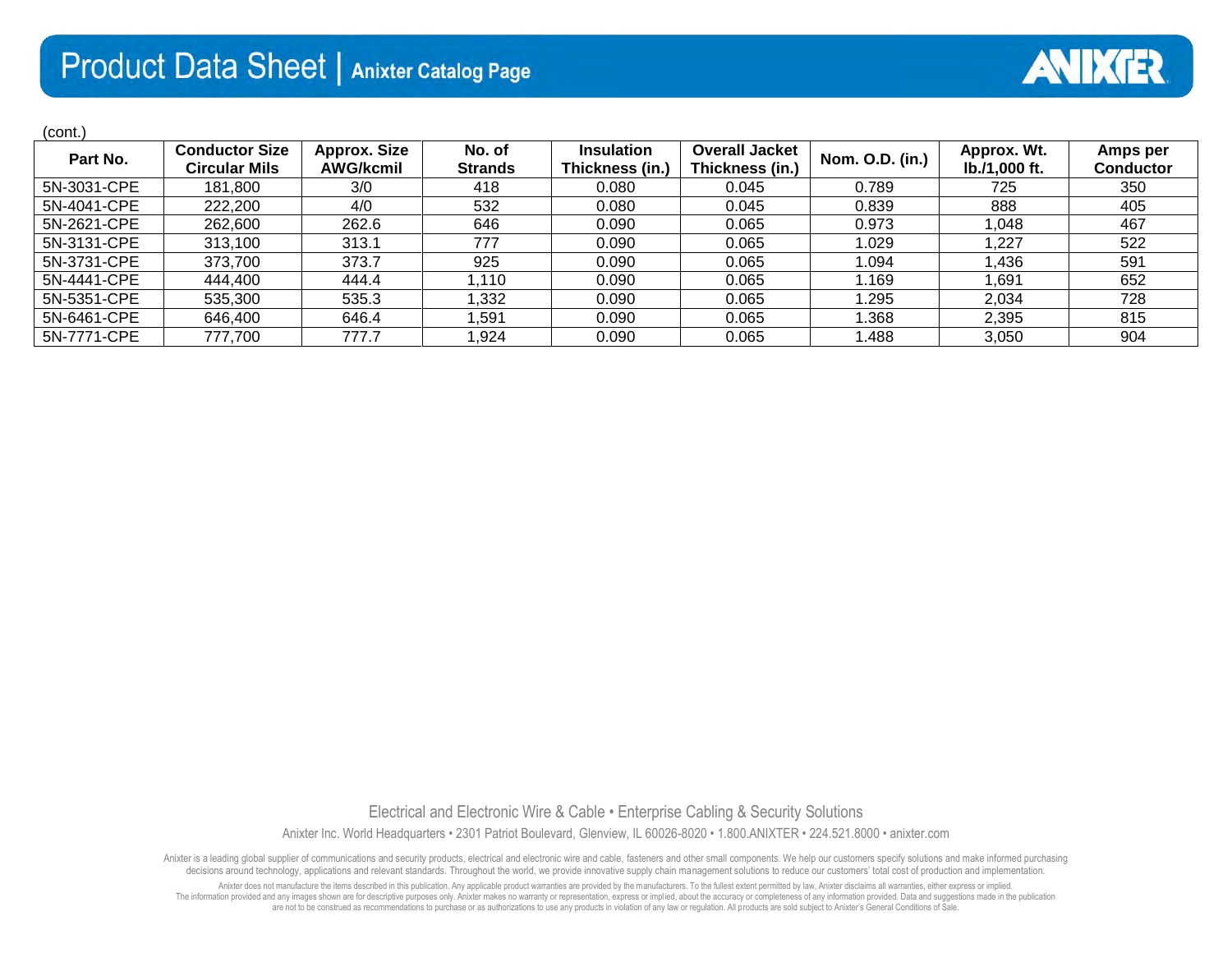(cont.)

| Part No. | Conductor Size Circular Mils | Approx. Size AWG/kcmil | No. of Strands | Insulation Thickness (in.) | Overall Jacket Thickness (in.) | Nom. O.D. (in.) | Approx. Wt. lb./1,000 ft. | Amps per Conductor |
|---|---|---|---|---|---|---|---|---|
| 5N-3031-CPE | 181,800 | 3/0 | 418 | 0.080 | 0.045 | 0.789 | 725 | 350 |
| 5N-4041-CPE | 222,200 | 4/0 | 532 | 0.080 | 0.045 | 0.839 | 888 | 405 |
| 5N-2621-CPE | 262,600 | 262.6 | 646 | 0.090 | 0.065 | 0.973 | 1,048 | 467 |
| 5N-3131-CPE | 313,100 | 313.1 | 777 | 0.090 | 0.065 | 1.029 | 1,227 | 522 |
| 5N-3731-CPE | 373,700 | 373.7 | 925 | 0.090 | 0.065 | 1.094 | 1,436 | 591 |
| 5N-4441-CPE | 444,400 | 444.4 | 1,110 | 0.090 | 0.065 | 1.169 | 1,691 | 652 |
| 5N-5351-CPE | 535,300 | 535.3 | 1,332 | 0.090 | 0.065 | 1.295 | 2,034 | 728 |
| 5N-6461-CPE | 646,400 | 646.4 | 1,591 | 0.090 | 0.065 | 1.368 | 2,395 | 815 |
| 5N-7771-CPE | 777,700 | 777.7 | 1,924 | 0.090 | 0.065 | 1.488 | 3,050 | 904 |

Electrical and Electronic Wire & Cable • Enterprise Cabling & Security Solutions

Anixter Inc. World Headquarters • 2301 Patriot Boulevard, Glenview, IL 60026-8020 • 1.800.ANIXTER • 224.521.8000 • anixter.com

Anixter is a leading global supplier of communications and security products, electrical and electronic wire and cable, fasteners and other small components. We help our customers specify solutions and make informed purchasing decisions around technology, applications and relevant standards. Throughout the world, we provide innovative supply chain management solutions to reduce our customers' total cost of production and implementation.

Anixter does not manufacture the items described in this publication. Any applicable product warranties are provided by the manufacturers. To the fullest extent permitted by law, Anixter disclaims all warranties, either express or implied. The information provided and any images shown are for descriptive purposes only. Anixter makes no warranty or representation, express or implied, about the accuracy or completeness of any information provided. Data and suggestions made in the publication are not to be construed as recommendations to purchase or as authorizations to use any products in violation of any law or regulation. All products are sold subject to Anixter's General Conditions of Sale.